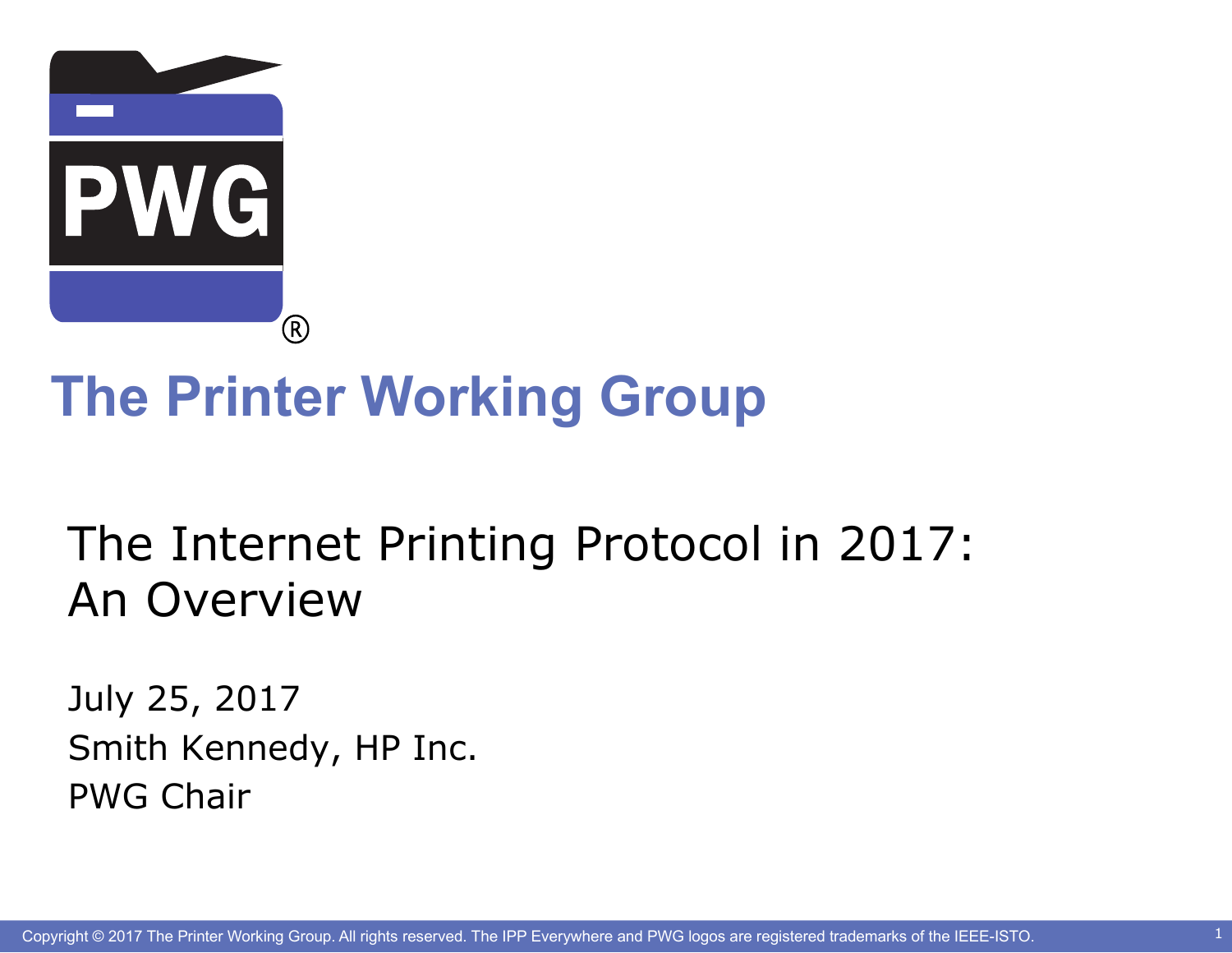PWG®

# The Printer Working Group

## The Internet Printing Protocol in 2017: An Overview

July 25, 2017

Smith Kennedy, HP Inc.

PWG Chair

Copyright © 2017 The Printer Working Group. All rights reserved. The IPP Everywhere and PWG logos are registered trademarks of the IEEE-ISTO.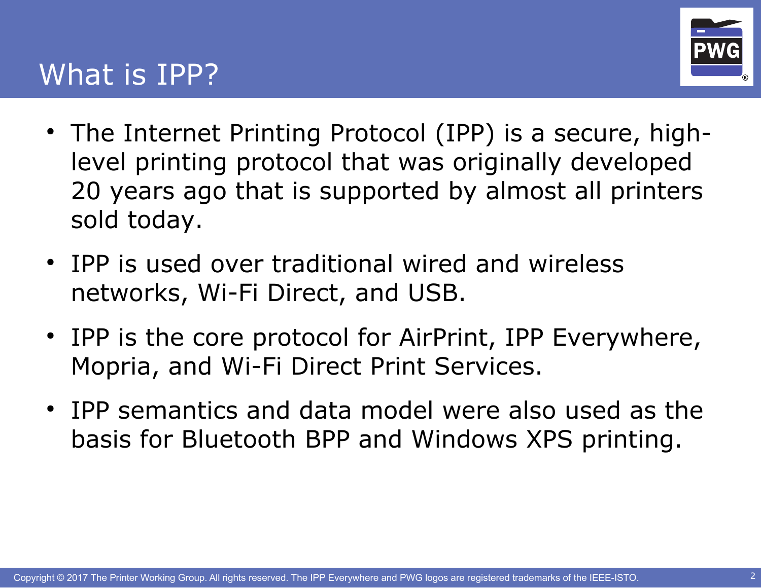# What is IPP?

- The Internet Printing Protocol (IPP) is a secure, high-level printing protocol that was originally developed 20 years ago that is supported by almost all printers sold today.
- IPP is used over traditional wired and wireless networks, Wi-Fi Direct, and USB.
- IPP is the core protocol for AirPrint, IPP Everywhere, Mopria, and Wi-Fi Direct Print Services.
- IPP semantics and data model were also used as the basis for Bluetooth BPP and Windows XPS printing.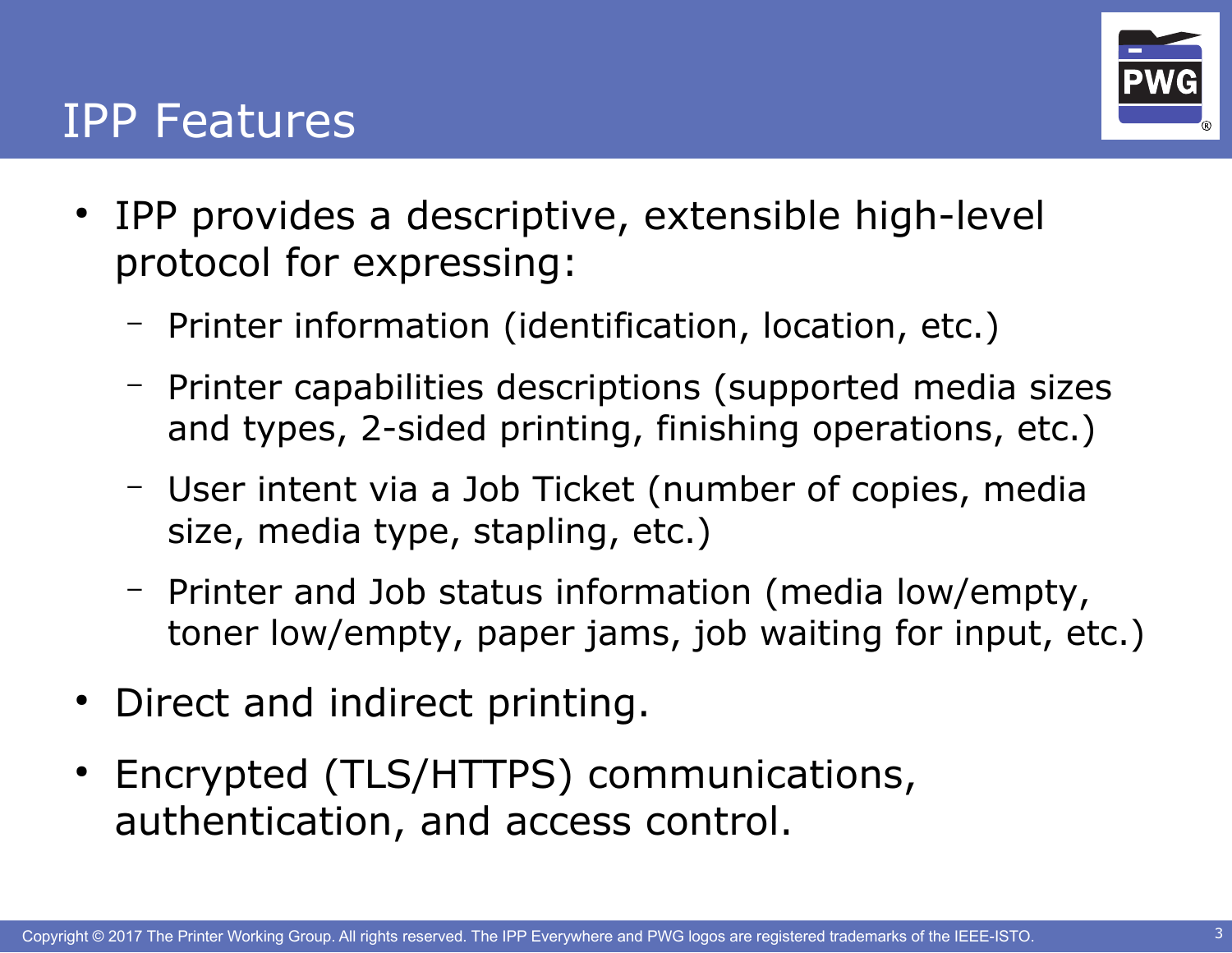# IPP Features

- IPP provides a descriptive, extensible high-level protocol for expressing:
  - Printer information (identification, location, etc.)
  - Printer capabilities descriptions (supported media sizes and types, 2-sided printing, finishing operations, etc.)
  - User intent via a Job Ticket (number of copies, media size, media type, stapling, etc.)
  - Printer and Job status information (media low/empty, toner low/empty, paper jams, job waiting for input, etc.)
- Direct and indirect printing.
- Encrypted (TLS/HTTPS) communications, authentication, and access control.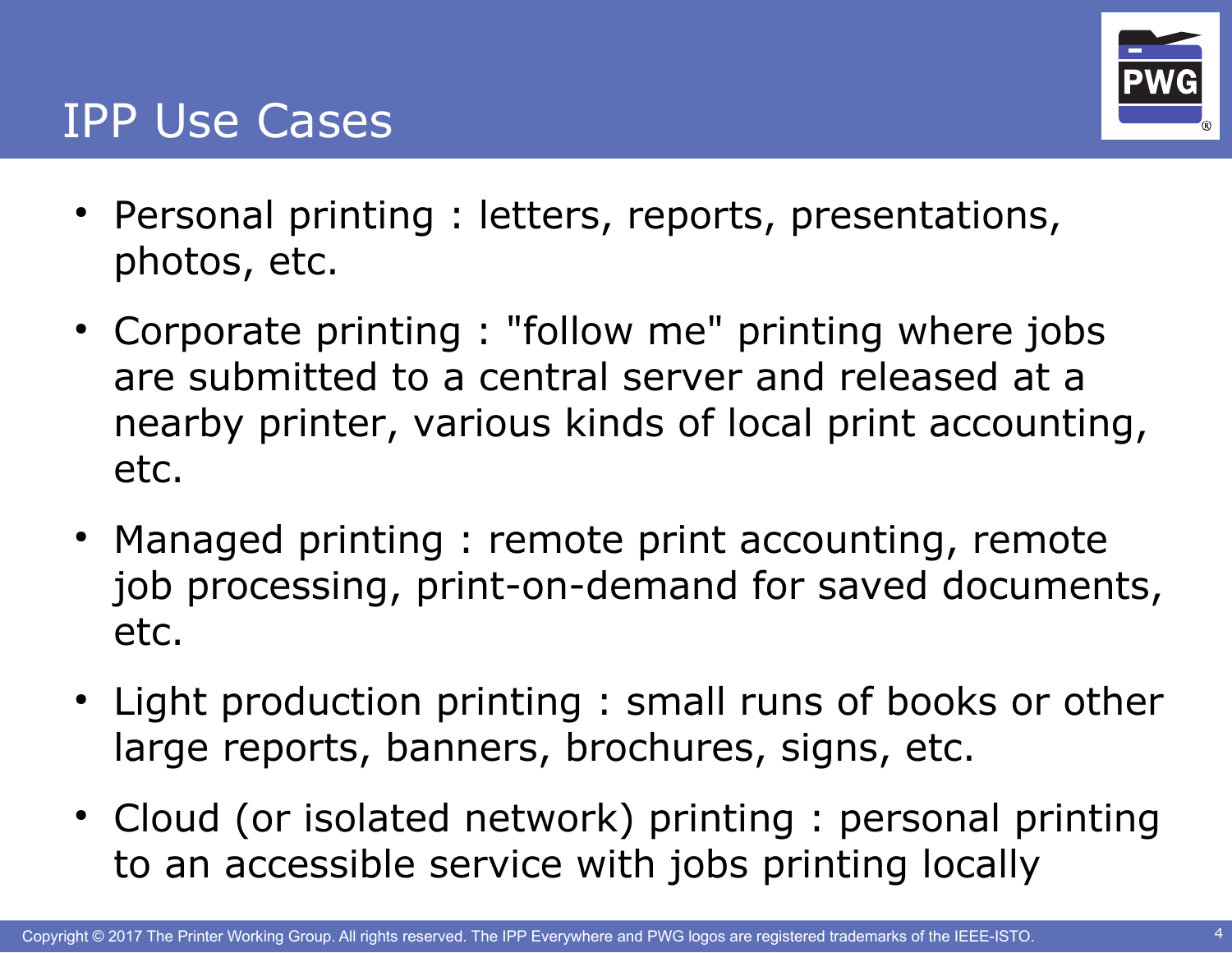# IPP Use Cases

- Personal printing : letters, reports, presentations, photos, etc.
- Corporate printing : "follow me" printing where jobs are submitted to a central server and released at a nearby printer, various kinds of local print accounting, etc.
- Managed printing : remote print accounting, remote job processing, print-on-demand for saved documents, etc.
- Light production printing : small runs of books or other large reports, banners, brochures, signs, etc.
- Cloud (or isolated network) printing : personal printing to an accessible service with jobs printing locally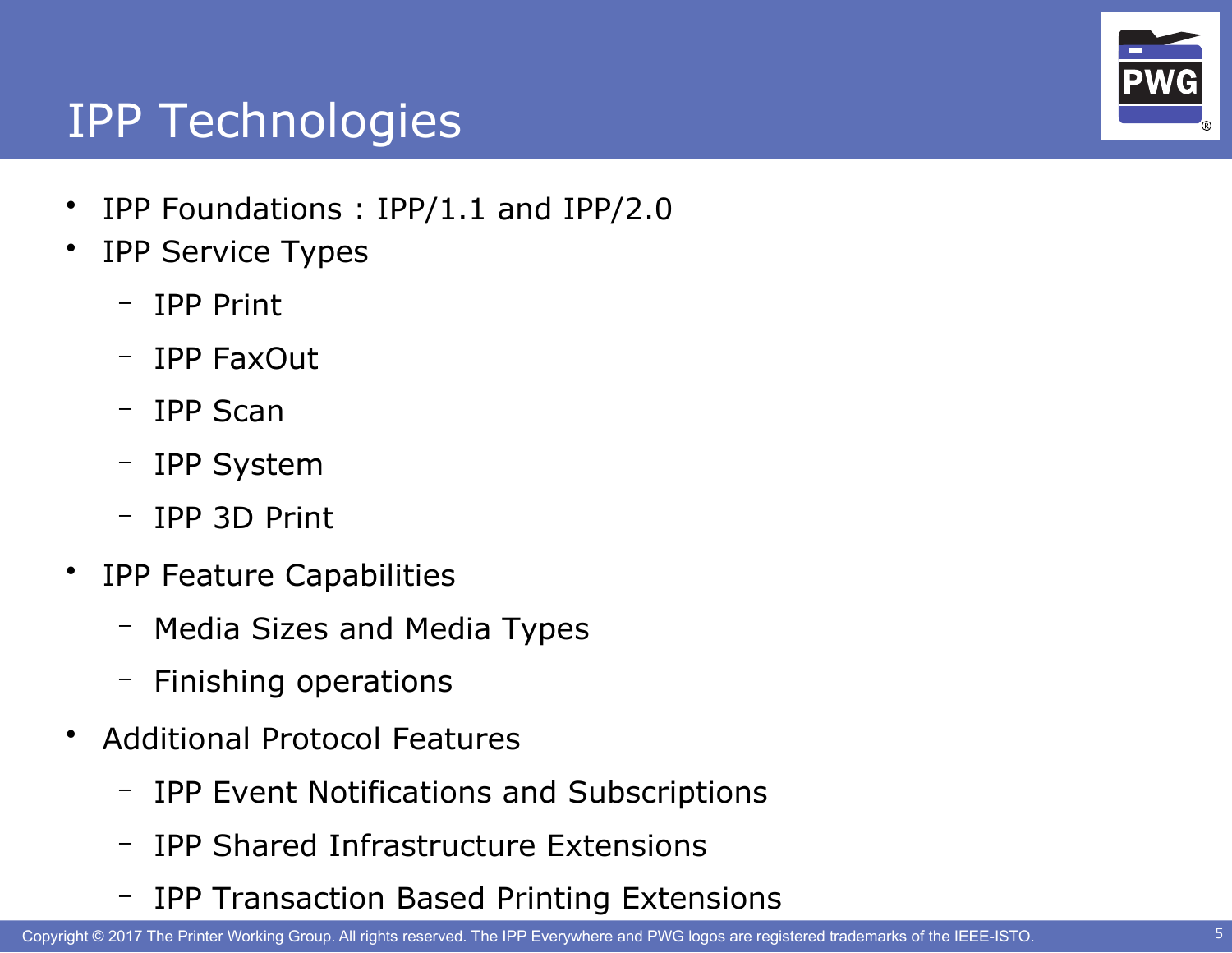# IPP Technologies

- IPP Foundations : IPP/1.1 and IPP/2.0
- IPP Service Types
  - IPP Print
  - IPP FaxOut
  - IPP Scan
  - IPP System
  - IPP 3D Print
- IPP Feature Capabilities
  - Media Sizes and Media Types
  - Finishing operations
- Additional Protocol Features
  - IPP Event Notifications and Subscriptions
  - IPP Shared Infrastructure Extensions
  - IPP Transaction Based Printing Extensions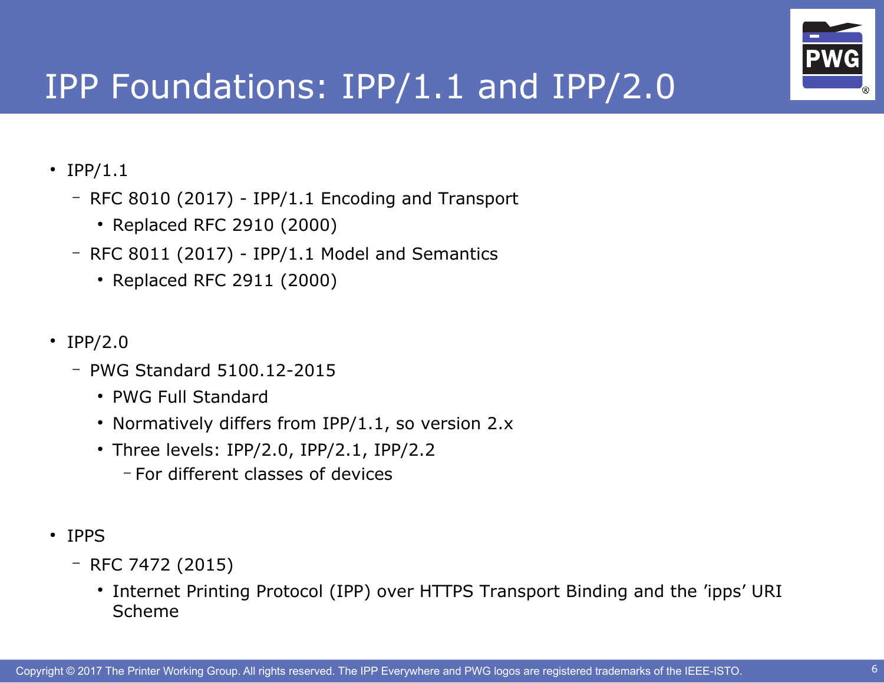# IPP Foundations: IPP/1.1 and IPP/2.0

- IPP/1.1
  - RFC 8010 (2017) - IPP/1.1 Encoding and Transport
    - Replaced RFC 2910 (2000)
  - RFC 8011 (2017) - IPP/1.1 Model and Semantics
    - Replaced RFC 2911 (2000)

- IPP/2.0
  - PWG Standard 5100.12-2015
    - PWG Full Standard
    - Normatively differs from IPP/1.1, so version 2.x
    - Three levels: IPP/2.0, IPP/2.1, IPP/2.2
      - For different classes of devices

- IPPS
  - RFC 7472 (2015)
    - Internet Printing Protocol (IPP) over HTTPS Transport Binding and the ’ipps’ URI Scheme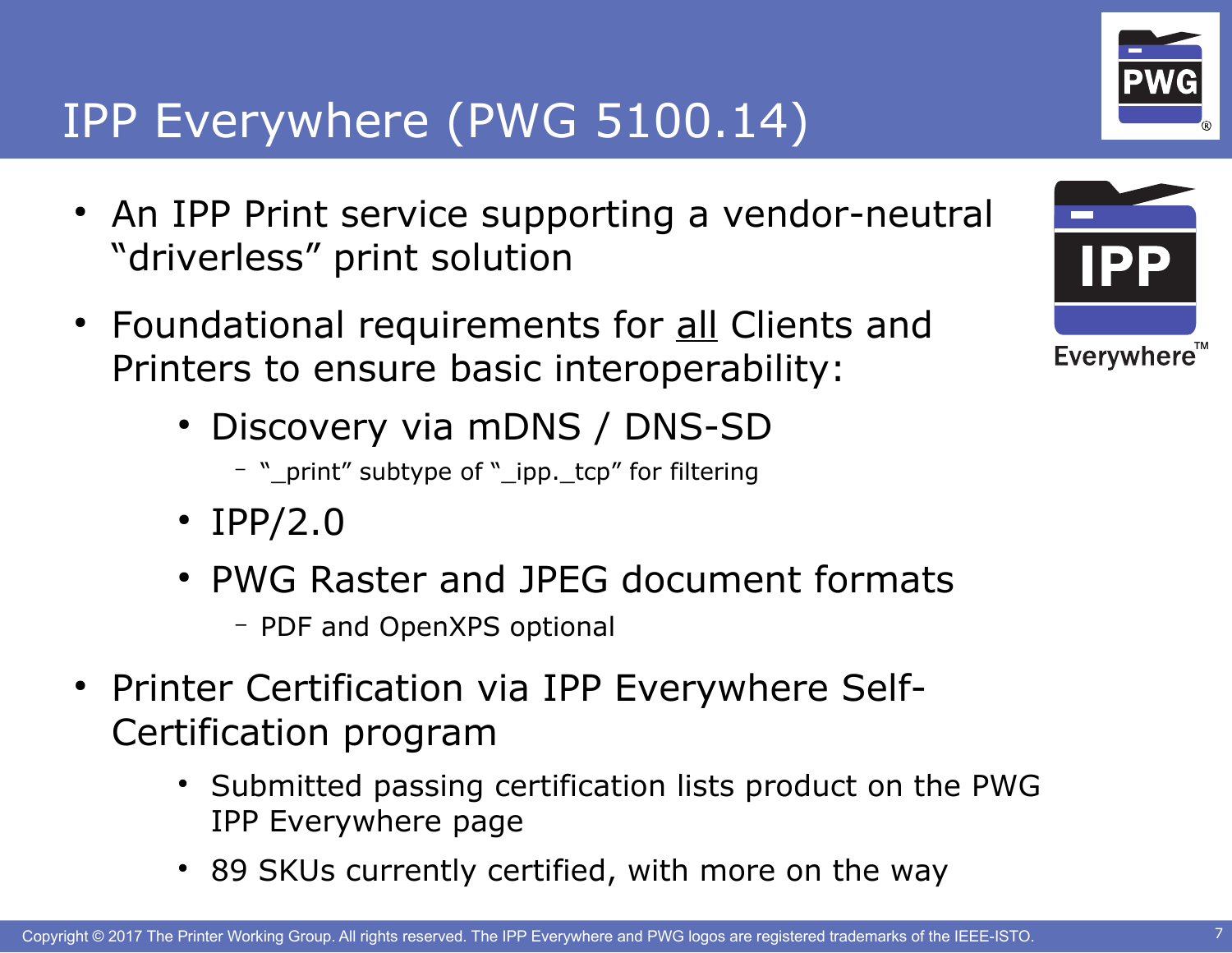# IPP Everywhere (PWG 5100.14)

- An IPP Print service supporting a vendor-neutral "driverless" print solution
- Foundational requirements for all Clients and Printers to ensure basic interoperability:
  - Discovery via mDNS / DNS-SD
    - "_print" subtype of "_ipp._tcp" for filtering
  - IPP/2.0
  - PWG Raster and JPEG document formats
    - PDF and OpenXPS optional
- Printer Certification via IPP Everywhere Self-Certification program
  - Submitted passing certification lists product on the PWG IPP Everywhere page
  - 89 SKUs currently certified, with more on the way

Copyright © 2017 The Printer Working Group. All rights reserved. The IPP Everywhere and PWG logos are registered trademarks of the IEEE-ISTO.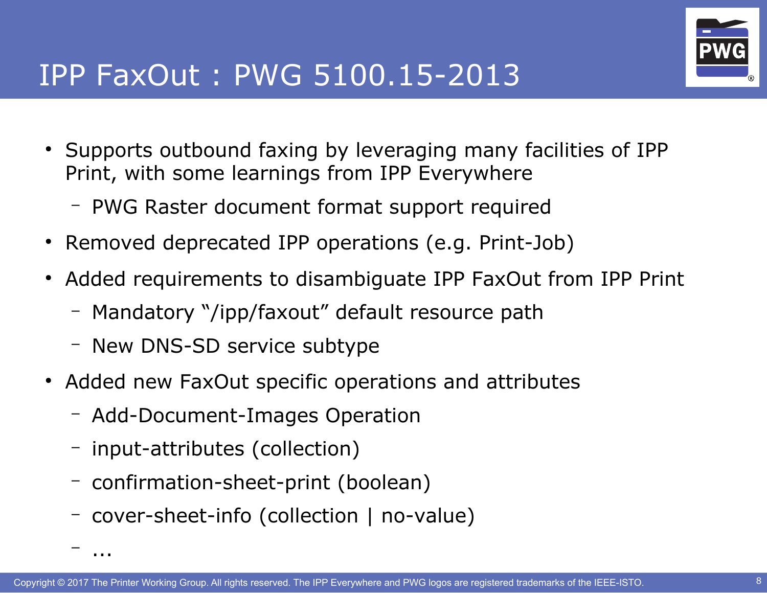# IPP FaxOut : PWG 5100.15-2013

- Supports outbound faxing by leveraging many facilities of IPP Print, with some learnings from IPP Everywhere
  - PWG Raster document format support required
- Removed deprecated IPP operations (e.g. Print-Job)
- Added requirements to disambiguate IPP FaxOut from IPP Print
  - Mandatory "/ipp/faxout" default resource path
  - New DNS-SD service subtype
- Added new FaxOut specific operations and attributes
  - Add-Document-Images Operation
  - input-attributes (collection)
  - confirmation-sheet-print (boolean)
  - cover-sheet-info (collection | no-value)
  - ...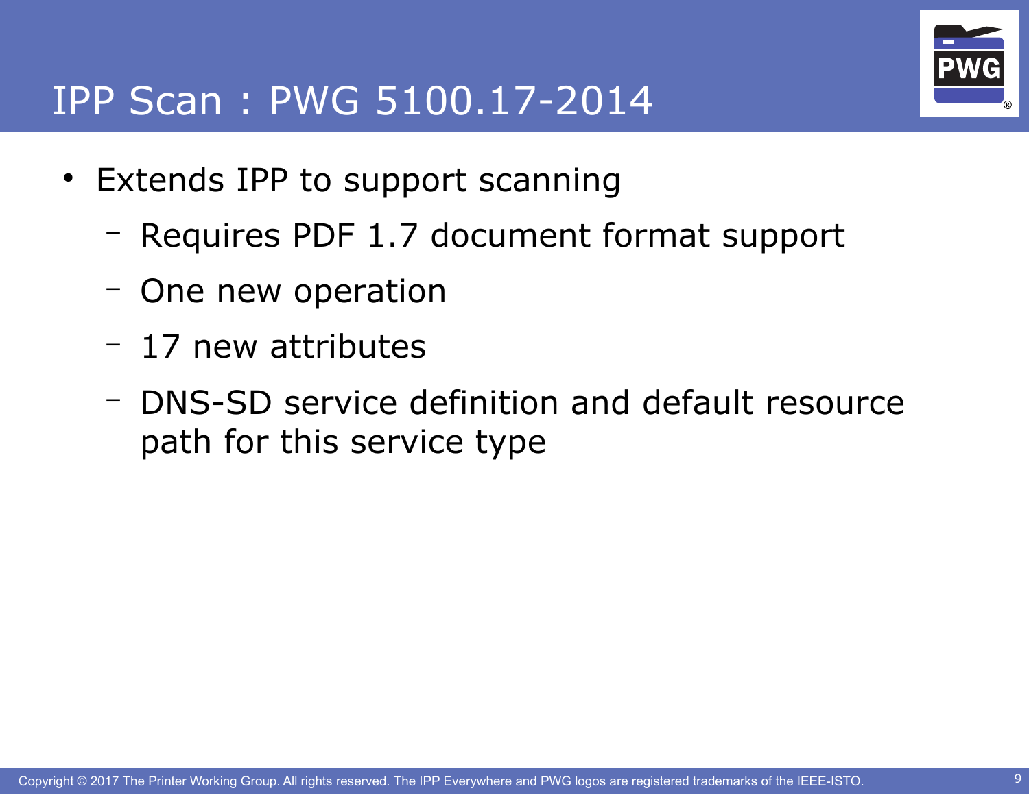# IPP Scan : PWG 5100.17-2014

- Extends IPP to support scanning
  - Requires PDF 1.7 document format support
  - One new operation
  - 17 new attributes
  - DNS-SD service definition and default resource path for this service type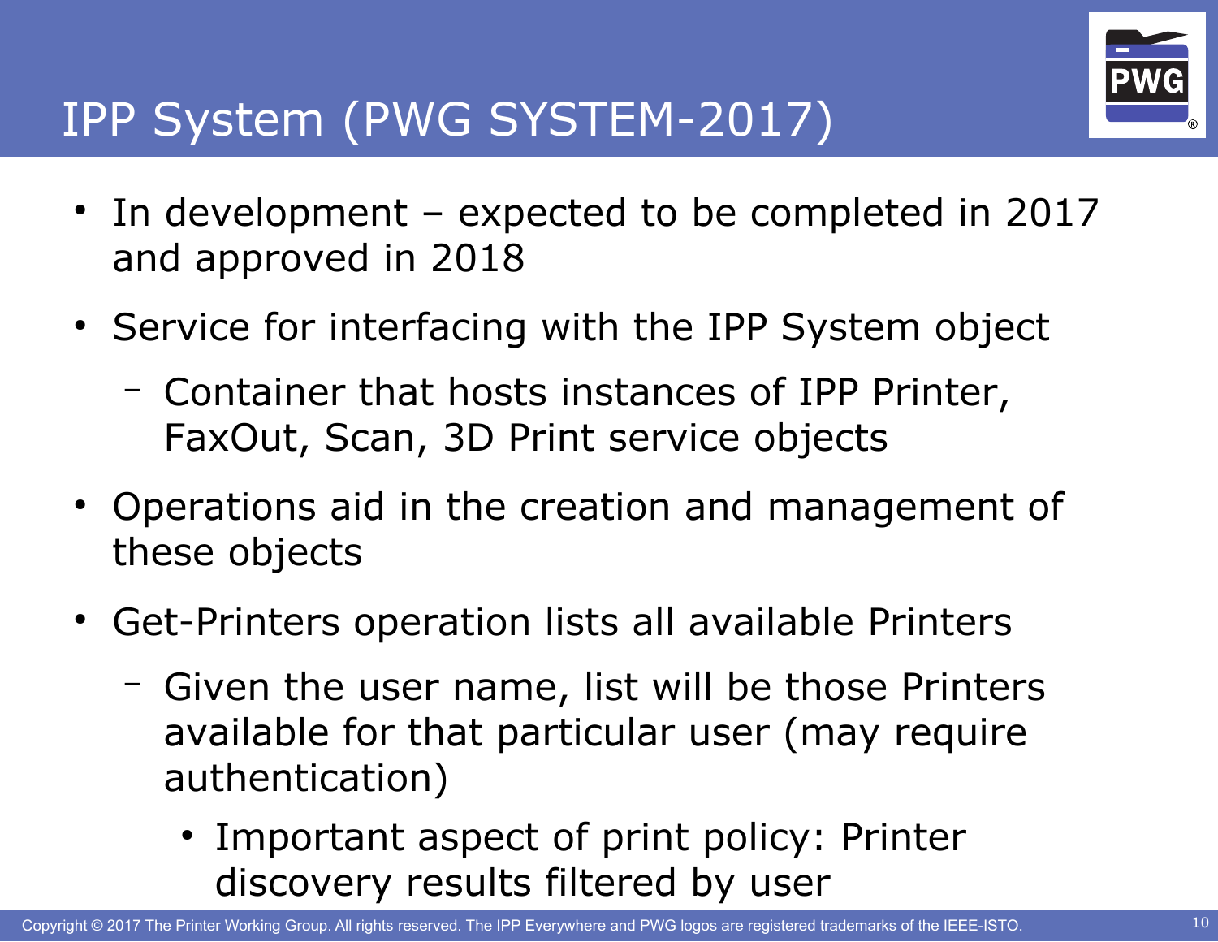# IPP System (PWG SYSTEM-2017)

- In development – expected to be completed in 2017 and approved in 2018
- Service for interfacing with the IPP System object
  - Container that hosts instances of IPP Printer, FaxOut, Scan, 3D Print service objects
- Operations aid in the creation and management of these objects
- Get-Printers operation lists all available Printers
  - Given the user name, list will be those Printers available for that particular user (may require authentication)
    - Important aspect of print policy: Printer discovery results filtered by user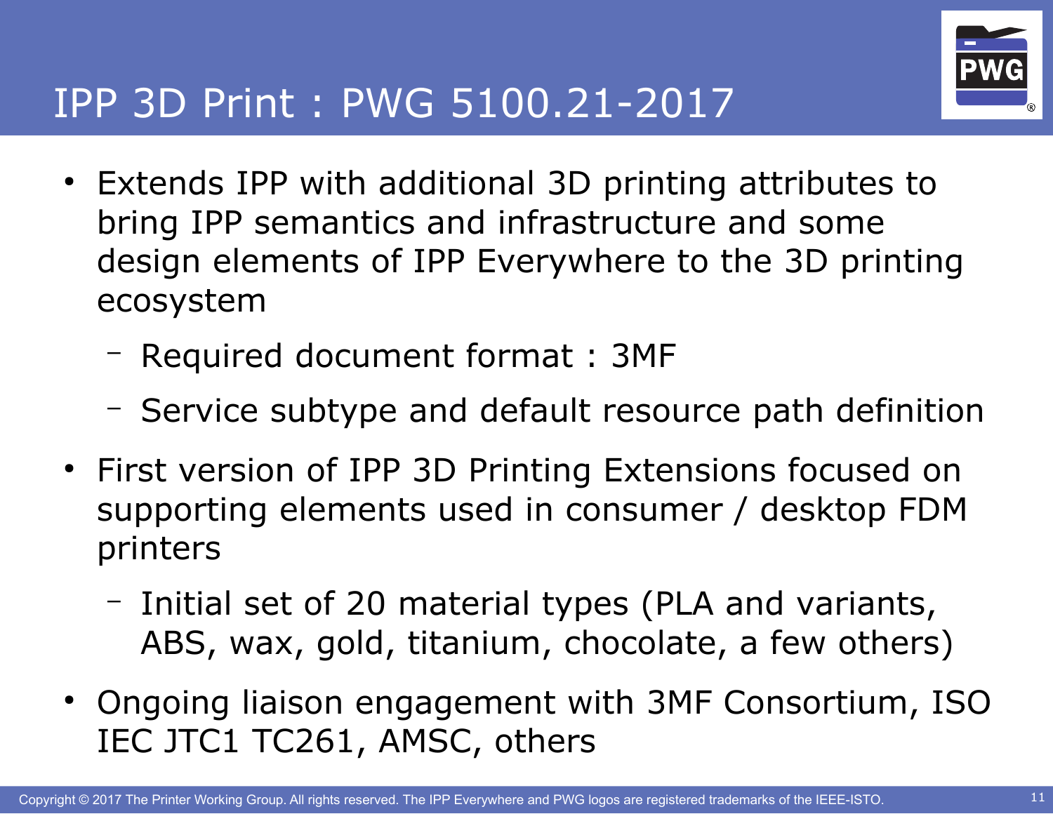# IPP 3D Print : PWG 5100.21-2017

- Extends IPP with additional 3D printing attributes to bring IPP semantics and infrastructure and some design elements of IPP Everywhere to the 3D printing ecosystem
  - Required document format : 3MF
  - Service subtype and default resource path definition
- First version of IPP 3D Printing Extensions focused on supporting elements used in consumer / desktop FDM printers
  - Initial set of 20 material types (PLA and variants, ABS, wax, gold, titanium, chocolate, a few others)
- Ongoing liaison engagement with 3MF Consortium, ISO IEC JTC1 TC261, AMSC, others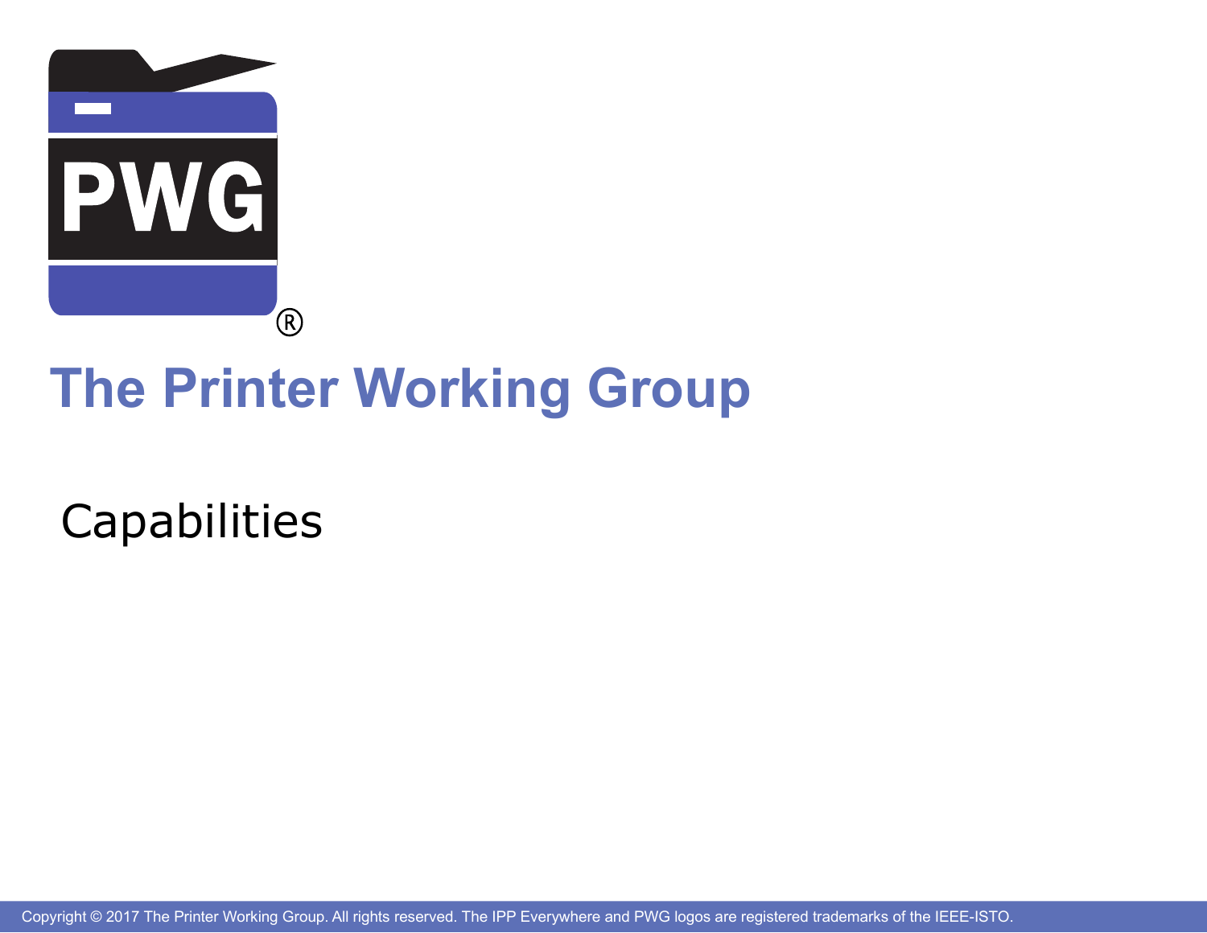# The Printer Working Group

## Capabilities

Copyright © 2017 The Printer Working Group. All rights reserved. The IPP Everywhere and PWG logos are registered trademarks of the IEEE-ISTO.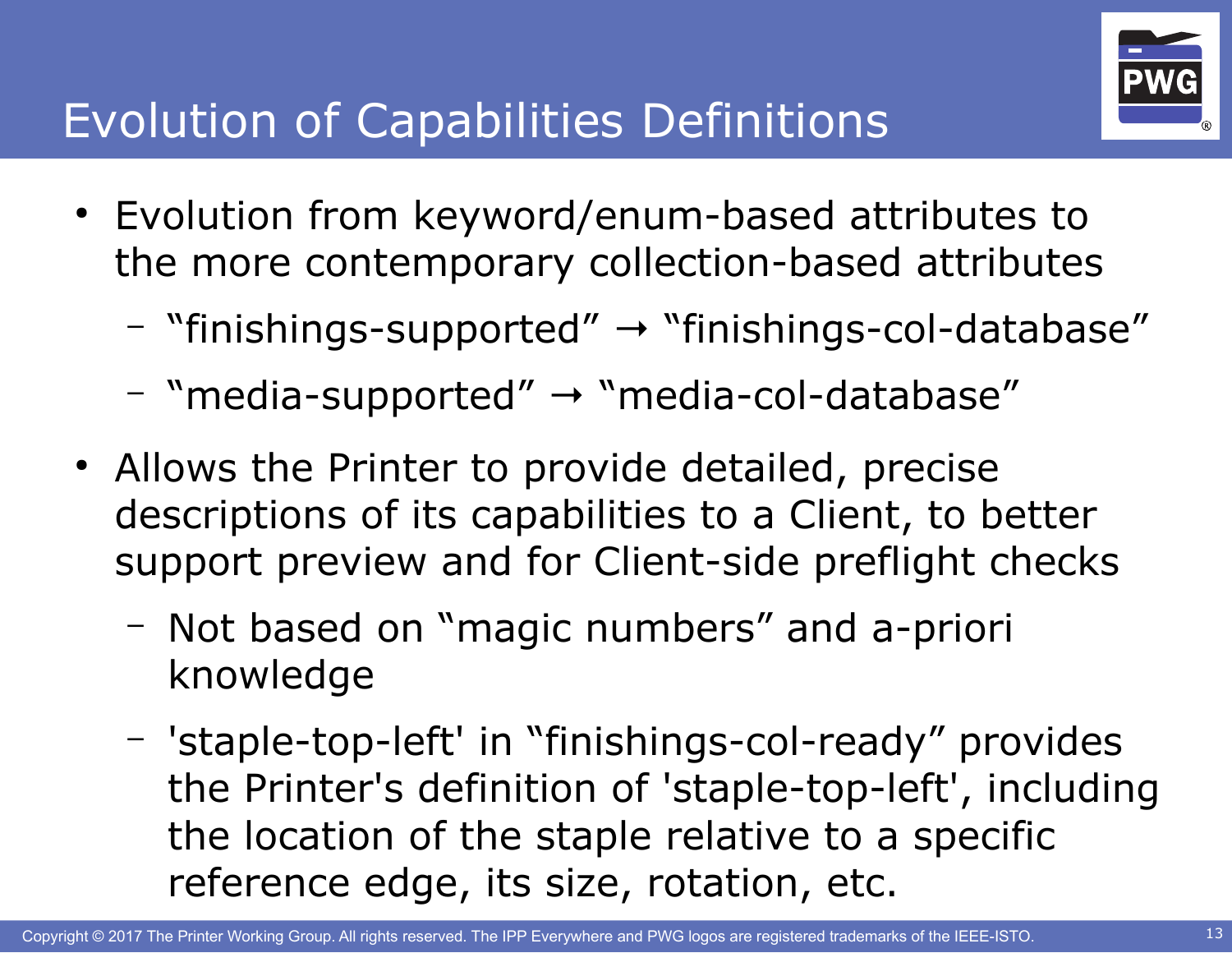# Evolution of Capabilities Definitions

- Evolution from keyword/enum-based attributes to the more contemporary collection-based attributes
  - "finishings-supported" → "finishings-col-database"
  - "media-supported" → "media-col-database"
- Allows the Printer to provide detailed, precise descriptions of its capabilities to a Client, to better support preview and for Client-side preflight checks
  - Not based on "magic numbers" and a-priori knowledge
  - 'staple-top-left' in "finishings-col-ready" provides the Printer's definition of 'staple-top-left', including the location of the staple relative to a specific reference edge, its size, rotation, etc.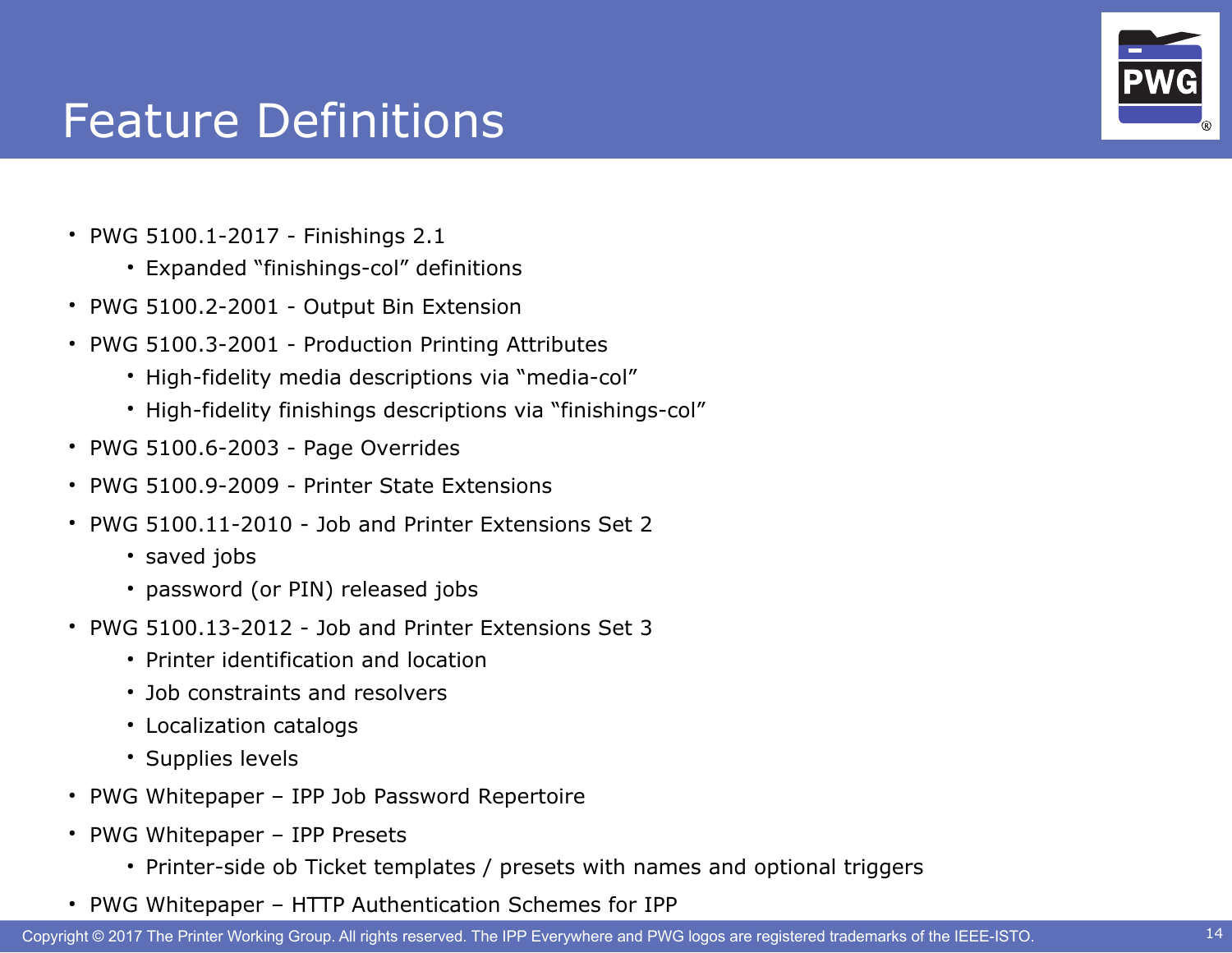# Feature Definitions

- PWG 5100.1-2017 - Finishings 2.1
  - Expanded “finishings-col” definitions
- PWG 5100.2-2001 - Output Bin Extension
- PWG 5100.3-2001 - Production Printing Attributes
  - High-fidelity media descriptions via “media-col”
  - High-fidelity finishings descriptions via “finishings-col”
- PWG 5100.6-2003 - Page Overrides
- PWG 5100.9-2009 - Printer State Extensions
- PWG 5100.11-2010 - Job and Printer Extensions Set 2
  - saved jobs
  - password (or PIN) released jobs
- PWG 5100.13-2012 - Job and Printer Extensions Set 3
  - Printer identification and location
  - Job constraints and resolvers
  - Localization catalogs
  - Supplies levels
- PWG Whitepaper – IPP Job Password Repertoire
- PWG Whitepaper – IPP Presets
  - Printer-side ob Ticket templates / presets with names and optional triggers
- PWG Whitepaper – HTTP Authentication Schemes for IPP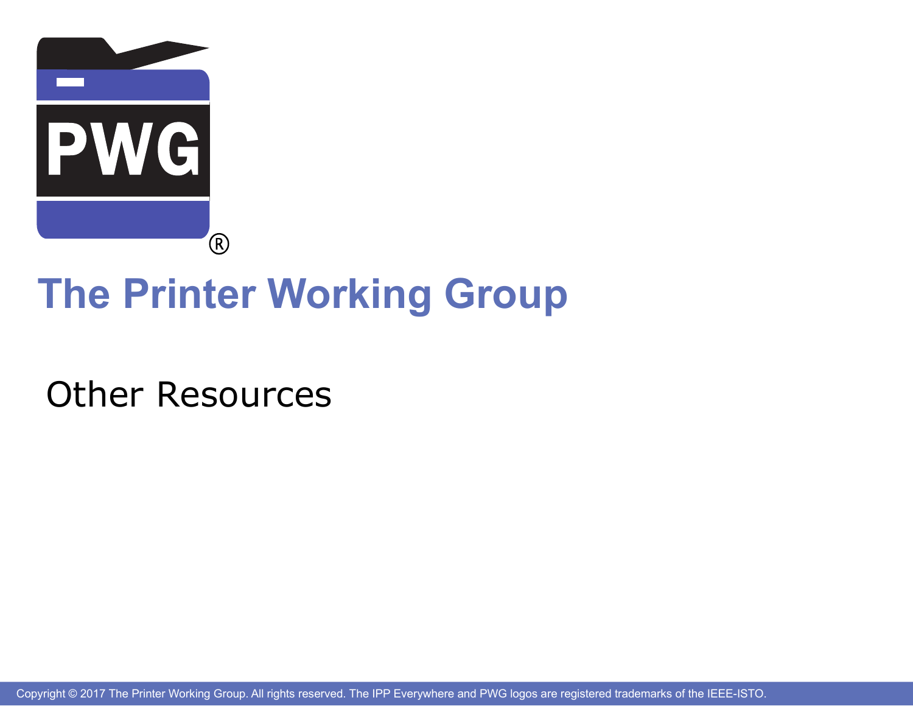# The Printer Working Group

## Other Resources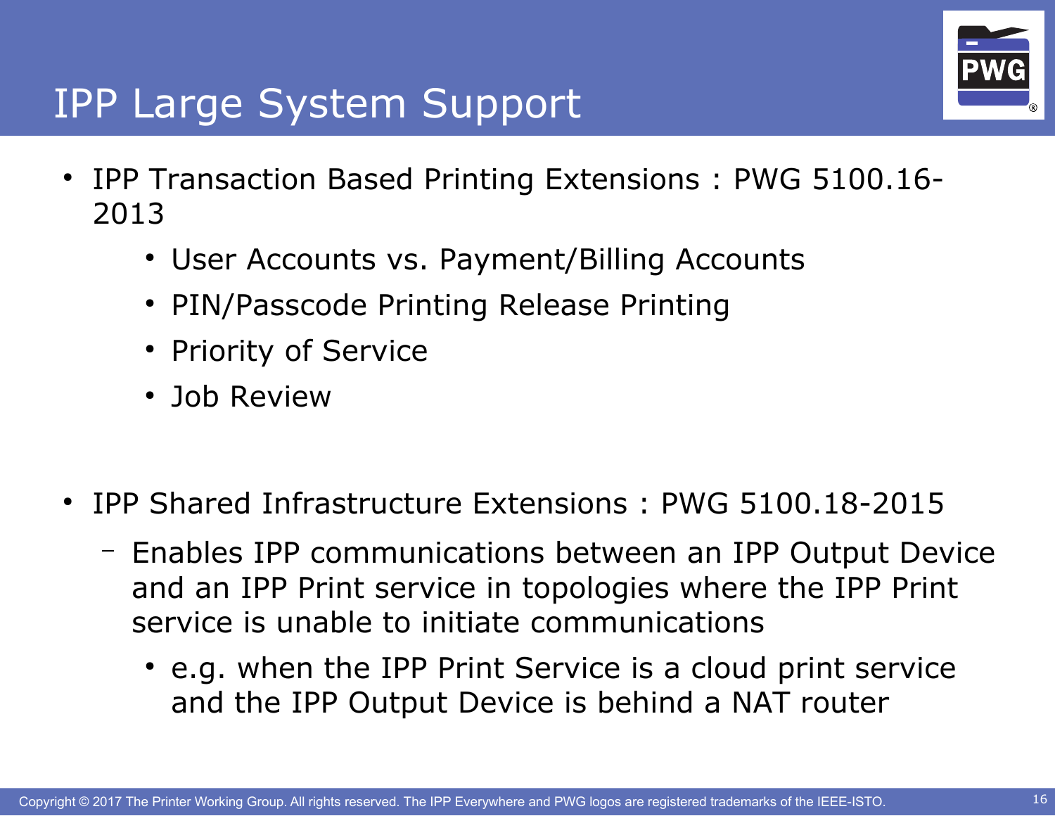# IPP Large System Support

- IPP Transaction Based Printing Extensions : PWG 5100.16-2013
    - User Accounts vs. Payment/Billing Accounts
    - PIN/Passcode Printing Release Printing
    - Priority of Service
    - Job Review

- IPP Shared Infrastructure Extensions : PWG 5100.18-2015
    - Enables IPP communications between an IPP Output Device and an IPP Print service in topologies where the IPP Print service is unable to initiate communications
        - e.g. when the IPP Print Service is a cloud print service and the IPP Output Device is behind a NAT router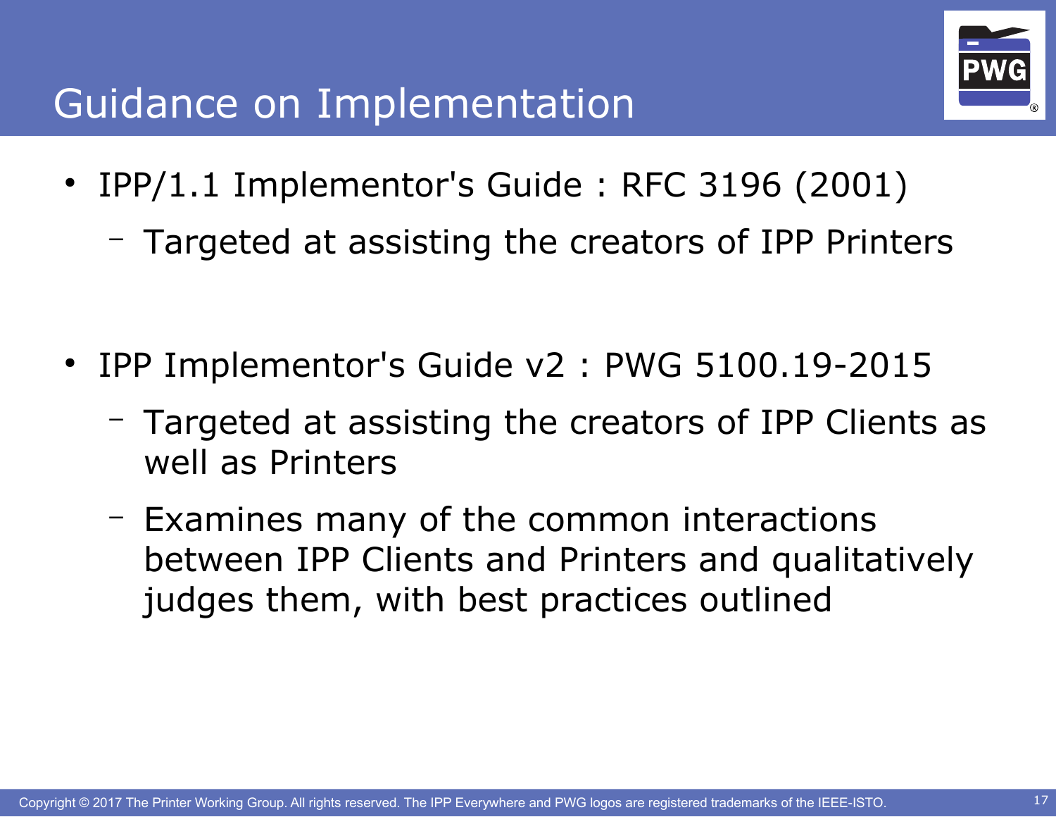# Guidance on Implementation

- IPP/1.1 Implementor's Guide : RFC 3196 (2001)
  - Targeted at assisting the creators of IPP Printers
- IPP Implementor's Guide v2 : PWG 5100.19-2015
  - Targeted at assisting the creators of IPP Clients as well as Printers
  - Examines many of the common interactions between IPP Clients and Printers and qualitatively judges them, with best practices outlined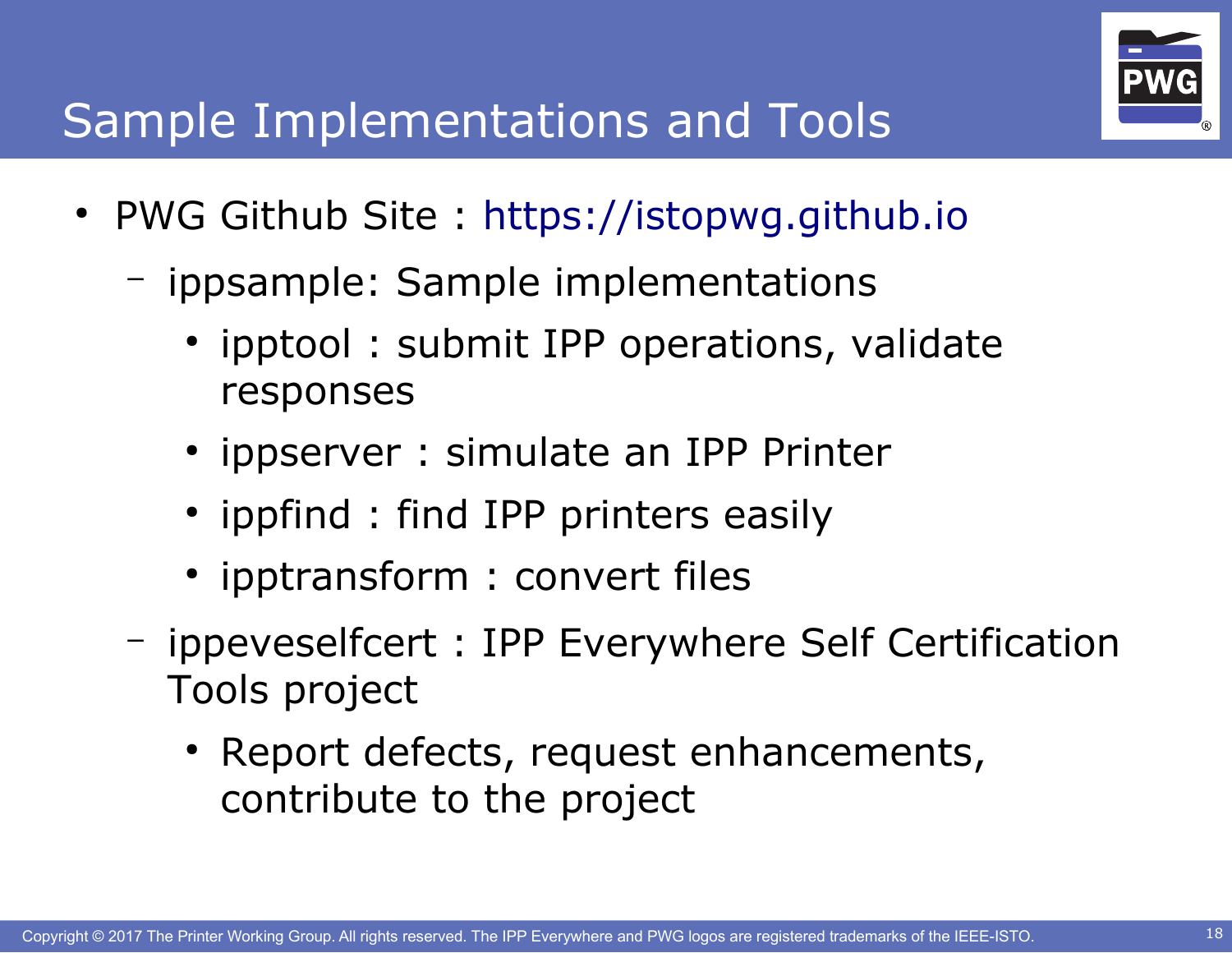# Sample Implementations and Tools

- PWG Github Site : https://istopwg.github.io
  - ippsample: Sample implementations
    - ipptool : submit IPP operations, validate responses
    - ippserver : simulate an IPP Printer
    - ippfind : find IPP printers easily
    - ipptransform : convert files
  - ippeveselfcert : IPP Everywhere Self Certification Tools project
    - Report defects, request enhancements, contribute to the project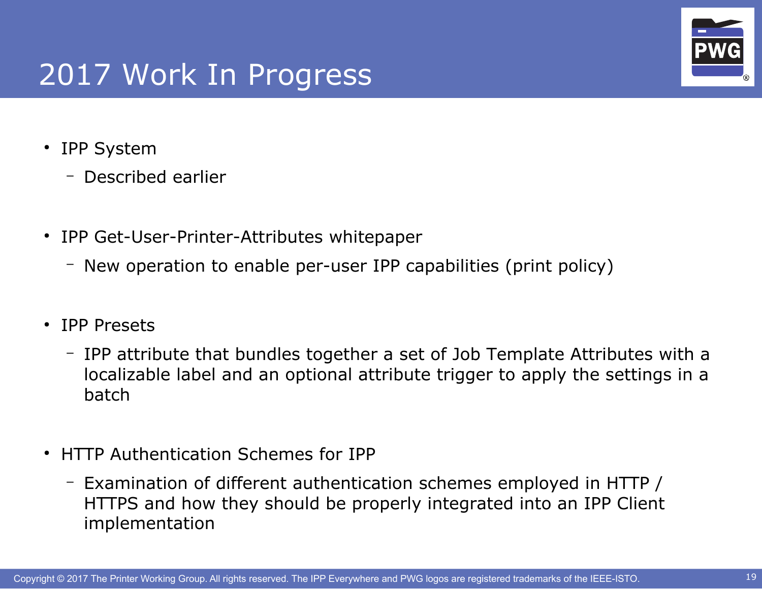# 2017 Work In Progress

- IPP System
  - Described earlier
- IPP Get-User-Printer-Attributes whitepaper
  - New operation to enable per-user IPP capabilities (print policy)
- IPP Presets
  - IPP attribute that bundles together a set of Job Template Attributes with a localizable label and an optional attribute trigger to apply the settings in a batch
- HTTP Authentication Schemes for IPP
  - Examination of different authentication schemes employed in HTTP / HTTPS and how they should be properly integrated into an IPP Client implementation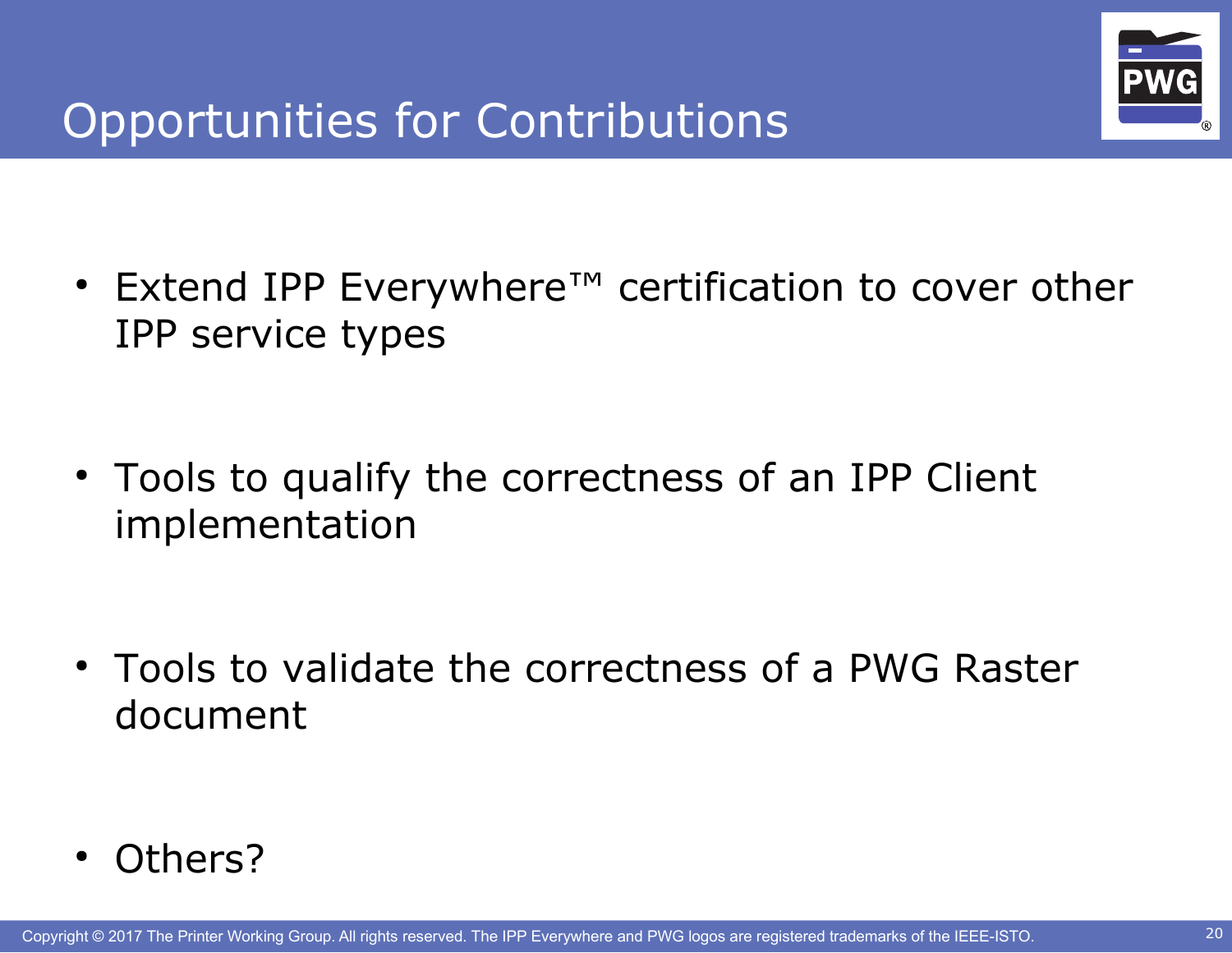# Opportunities for Contributions

- Extend IPP Everywhere™ certification to cover other IPP service types
- Tools to qualify the correctness of an IPP Client implementation
- Tools to validate the correctness of a PWG Raster document
- Others?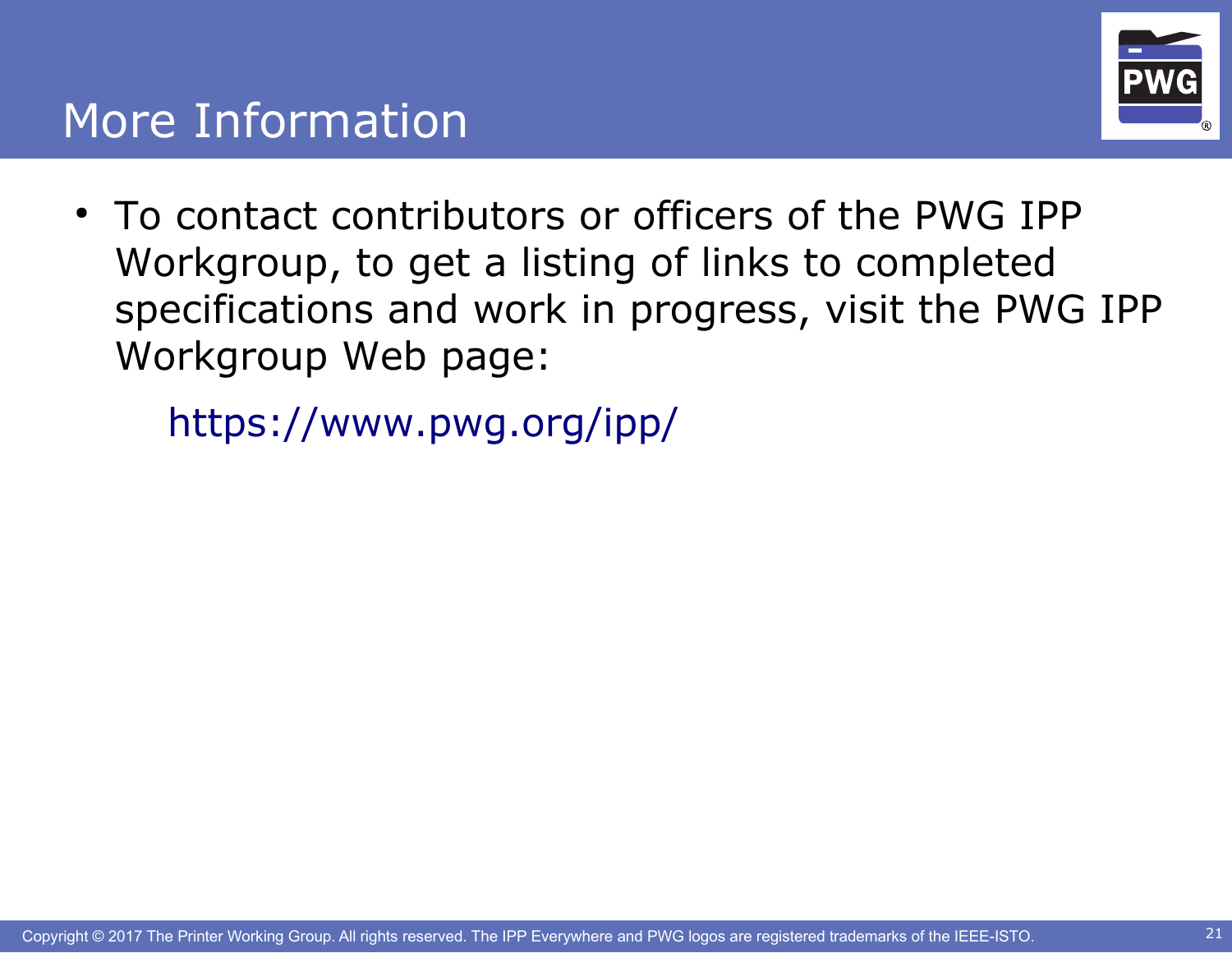# More Information

- To contact contributors or officers of the PWG IPP Workgroup, to get a listing of links to completed specifications and work in progress, visit the PWG IPP Workgroup Web page:

  https://www.pwg.org/ipp/

Copyright © 2017 The Printer Working Group. All rights reserved. The IPP Everywhere and PWG logos are registered trademarks of the IEEE-ISTO.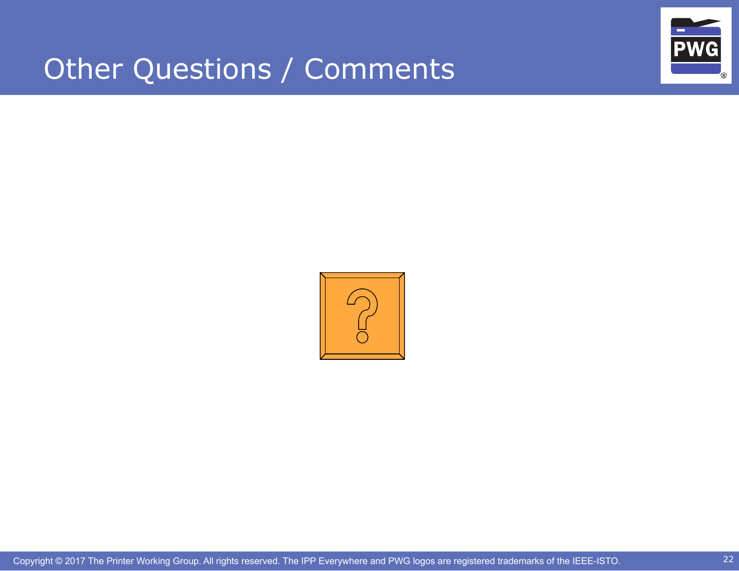# Other Questions / Comments